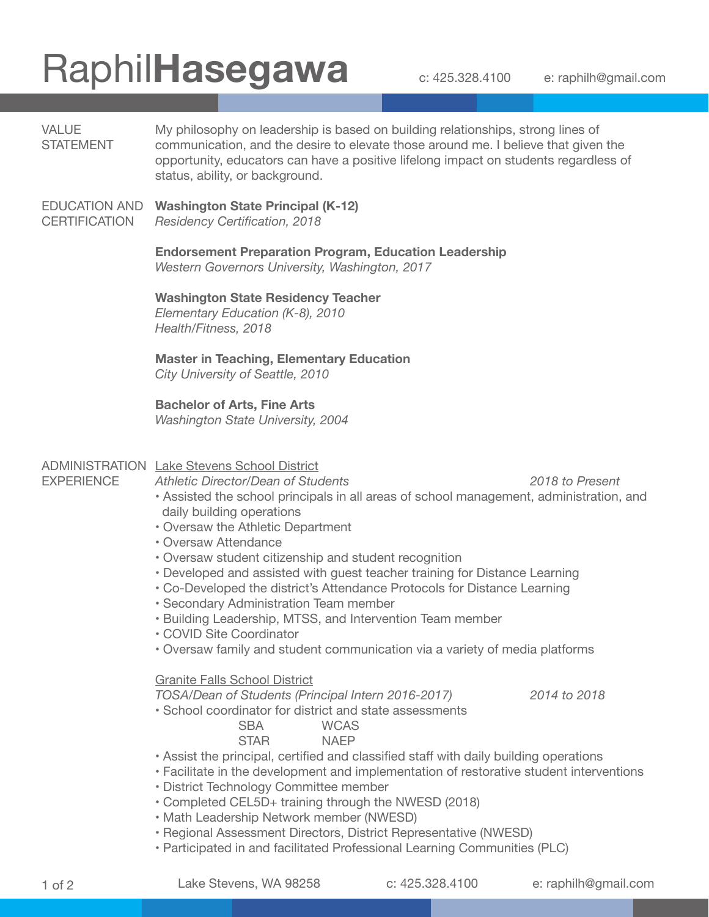# Raphil **Hasegawa**

c: 425.328.4100 e: raphilh@gmail.com

## VALUE STATEMENT

My philosophy on leadership is based on building relationships, strong lines of communication, and the desire to elevate those around me. I believe that given the opportunity, educators can have a positive lifelong impact on students regardless of status, ability, or background.

## EDUCATION AND CERTIFICATION

**Washington State Principal (K-12)**
*Residency Certification, 2018*

**Endorsement Preparation Program, Education Leadership**
*Western Governors University, Washington, 2017*

**Washington State Residency Teacher**
*Elementary Education (K-8), 2010*
*Health/Fitness, 2018*

**Master in Teaching, Elementary Education**
*City University of Seattle, 2010*

**Bachelor of Arts, Fine Arts**
*Washington State University, 2004*

## ADMINISTRATION EXPERIENCE

Lake Stevens School District
*Athletic Director/Dean of Students* — *2018 to Present*

- Assisted the school principals in all areas of school management, administration, and daily building operations
- Oversaw the Athletic Department
- Oversaw Attendance
- Oversaw student citizenship and student recognition
- Developed and assisted with guest teacher training for Distance Learning
- Co-Developed the district's Attendance Protocols for Distance Learning
- Secondary Administration Team member
- Building Leadership, MTSS, and Intervention Team member
- COVID Site Coordinator
- Oversaw family and student communication via a variety of media platforms

Granite Falls School District
*TOSA/Dean of Students (Principal Intern 2016-2017)* — *2014 to 2018*

- School coordinator for district and state assessments
  - SBA
  - WCAS
  - STAR
  - NAEP
- Assist the principal, certified and classified staff with daily building operations
- Facilitate in the development and implementation of restorative student interventions
- District Technology Committee member
- Completed CEL5D+ training through the NWESD (2018)
- Math Leadership Network member (NWESD)
- Regional Assessment Directors, District Representative (NWESD)
- Participated in and facilitated Professional Learning Communities (PLC)

Lake Stevens, WA 98258 c: 425.328.4100 e: raphilh@gmail.com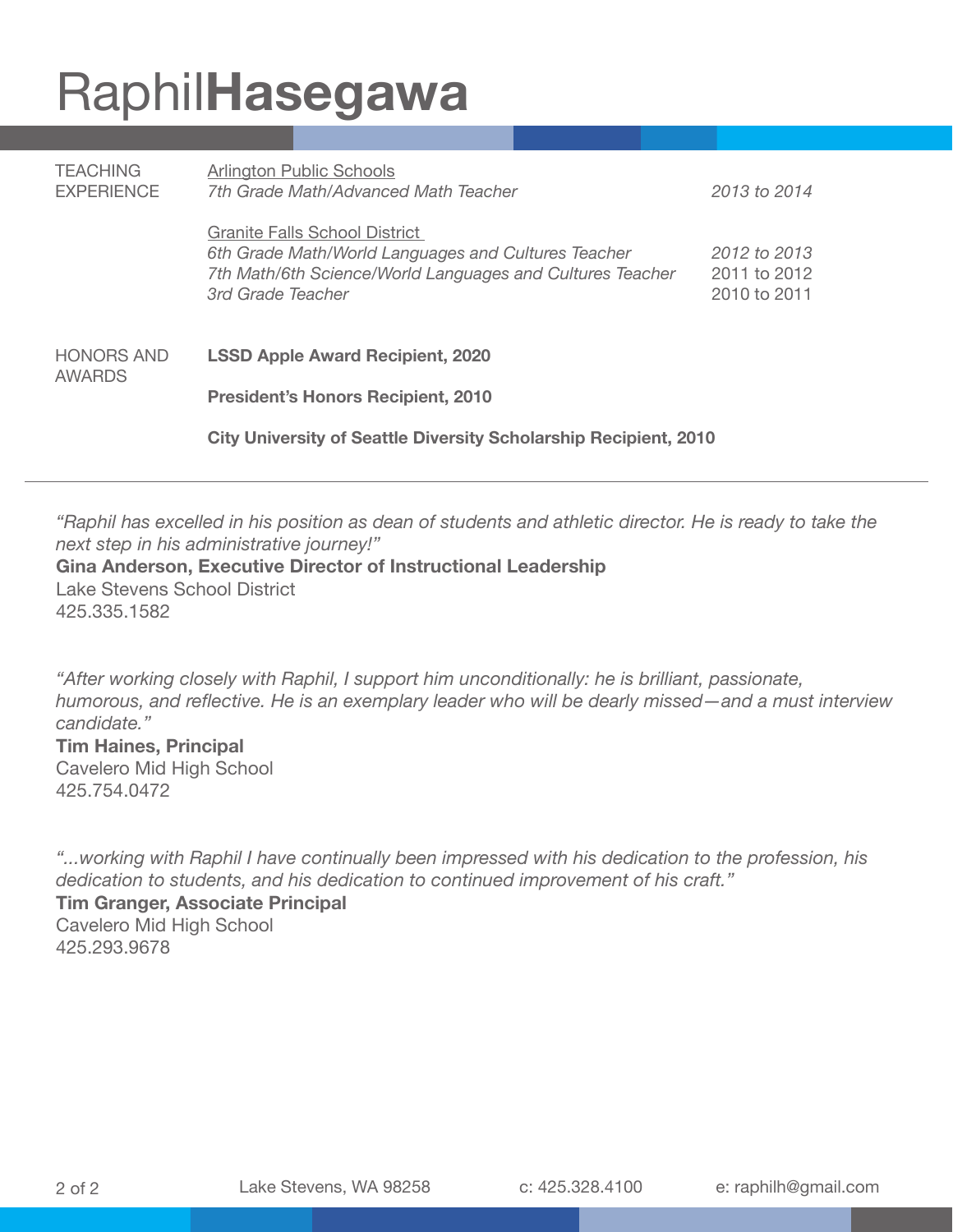# Raphil**Hasegawa**

## TEACHING EXPERIENCE

Arlington Public Schools
*7th Grade Math/Advanced Math Teacher* — *2013 to 2014*

Granite Falls School District
*6th Grade Math/World Languages and Cultures Teacher* — *2012 to 2013*
*7th Math/6th Science/World Languages and Cultures Teacher* — 2011 to 2012
*3rd Grade Teacher* — 2010 to 2011

## HONORS AND AWARDS

**LSSD Apple Award Recipient, 2020**

**President's Honors Recipient, 2010**

**City University of Seattle Diversity Scholarship Recipient, 2010**

---

*"Raphil has excelled in his position as dean of students and athletic director. He is ready to take the next step in his administrative journey!"*
**Gina Anderson, Executive Director of Instructional Leadership**
Lake Stevens School District
425.335.1582

*"After working closely with Raphil, I support him unconditionally: he is brilliant, passionate, humorous, and reflective. He is an exemplary leader who will be dearly missed—and a must interview candidate."*
**Tim Haines, Principal**
Cavelero Mid High School
425.754.0472

*"...working with Raphil I have continually been impressed with his dedication to the profession, his dedication to students, and his dedication to continued improvement of his craft."*
**Tim Granger, Associate Principal**
Cavelero Mid High School
425.293.9678

Lake Stevens, WA 98258 c: 425.328.4100 e: raphilh@gmail.com